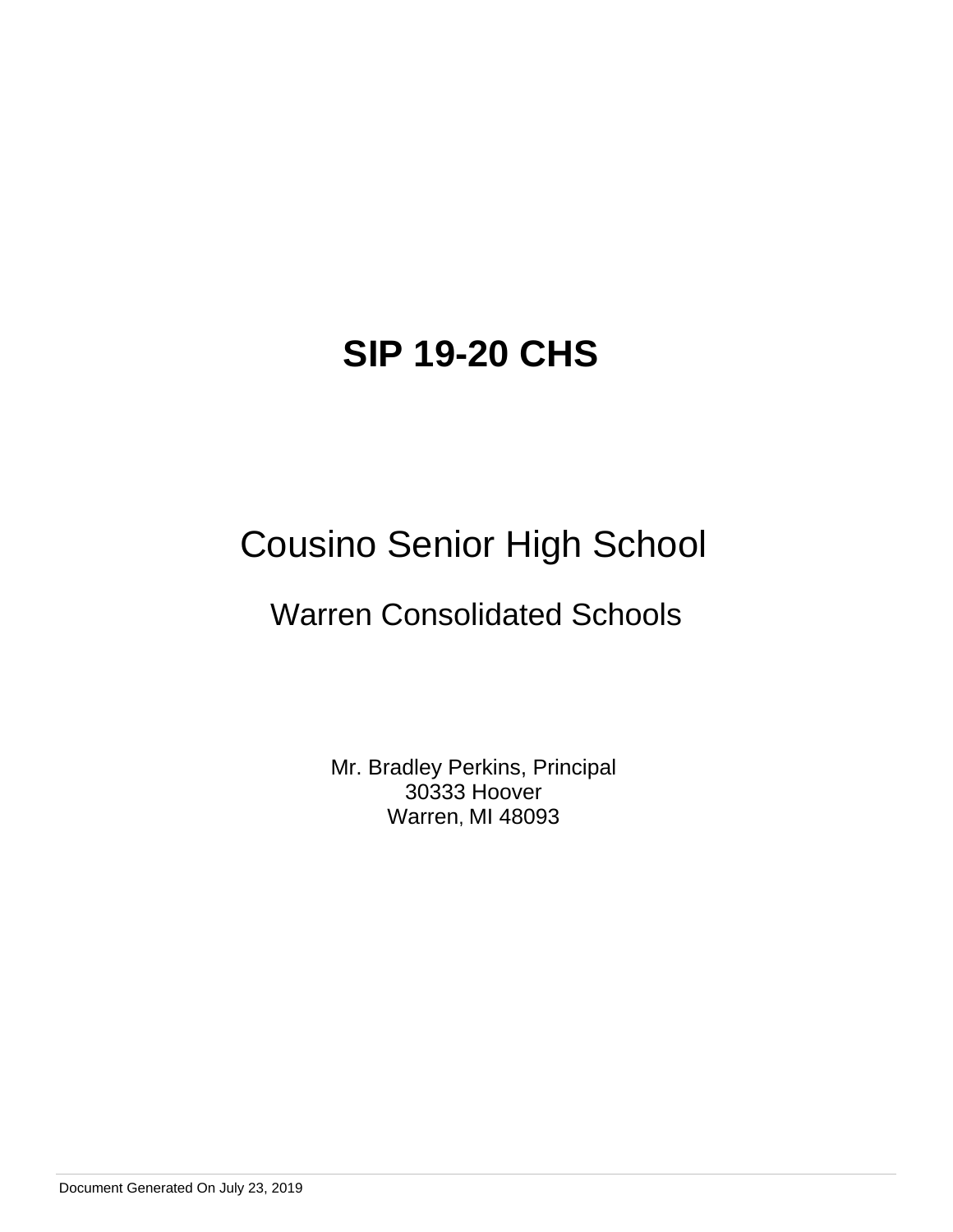# SIP 19-20 CHS

## Cousino Senior High School

### Warren Consolidated Schools

Mr. Bradley Perkins, Principal
30333 Hoover
Warren, MI 48093

Document Generated On July 23, 2019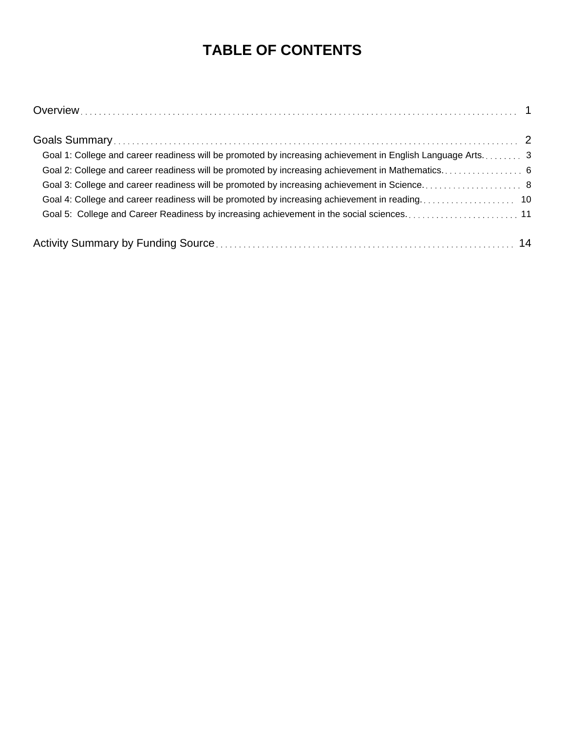# TABLE OF CONTENTS

Overview . . . . . . . . . . . . . . . . . . . . . . . . . . . . . . . . . . . . . . . . . . 1

Goals Summary . . . . . . . . . . . . . . . . . . . . . . . . . . . . . . . . . . . . . . . . 2

- Goal 1: College and career readiness will be promoted by increasing achievement in English Language Arts. . . . . . . . . 3
- Goal 2: College and career readiness will be promoted by increasing achievement in Mathematics. . . . . . . . . . . . . . . . . . 6
- Goal 3: College and career readiness will be promoted by increasing achievement in Science. . . . . . . . . . . . . . . . . . . . . . 8
- Goal 4: College and career readiness will be promoted by increasing achievement in reading. . . . . . . . . . . . . . . . . . . . . 10
- Goal 5: College and Career Readiness by increasing achievement in the social sciences. . . . . . . . . . . . . . . . . . . . . . . . . 11

Activity Summary by Funding Source . . . . . . . . . . . . . . . . . . . . . . . . . . . . . 14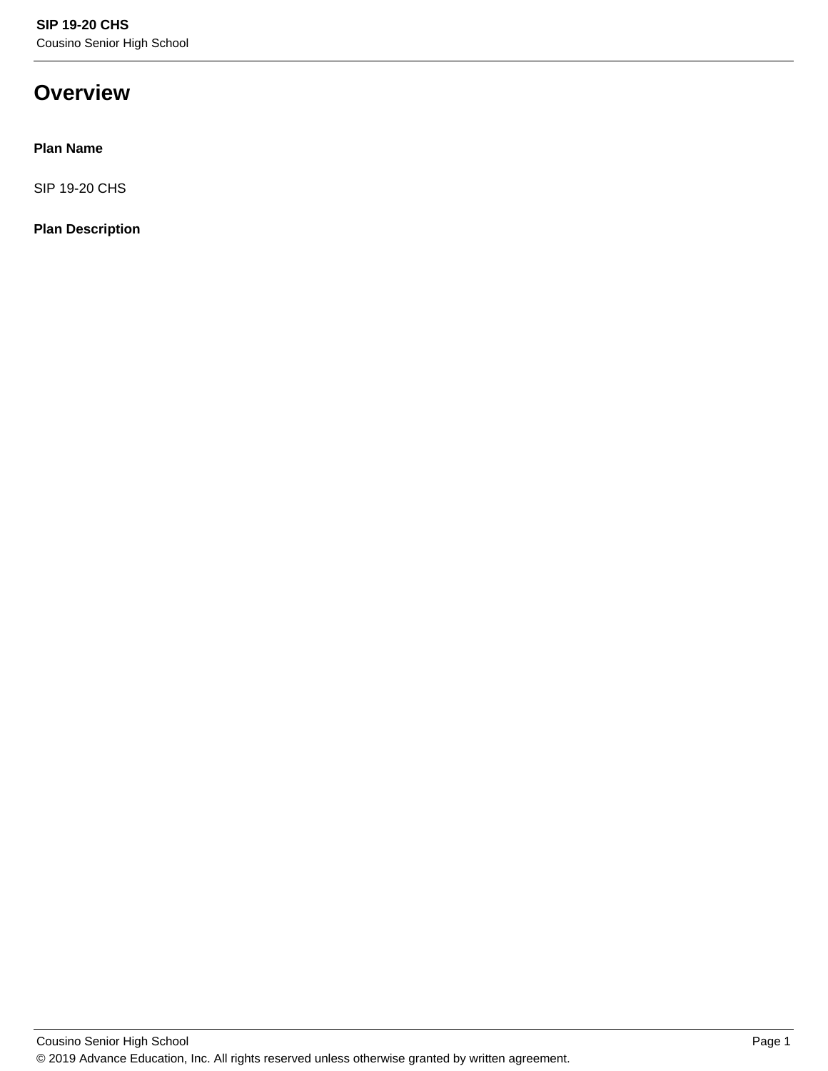# Overview

**Plan Name**

SIP 19-20 CHS

**Plan Description**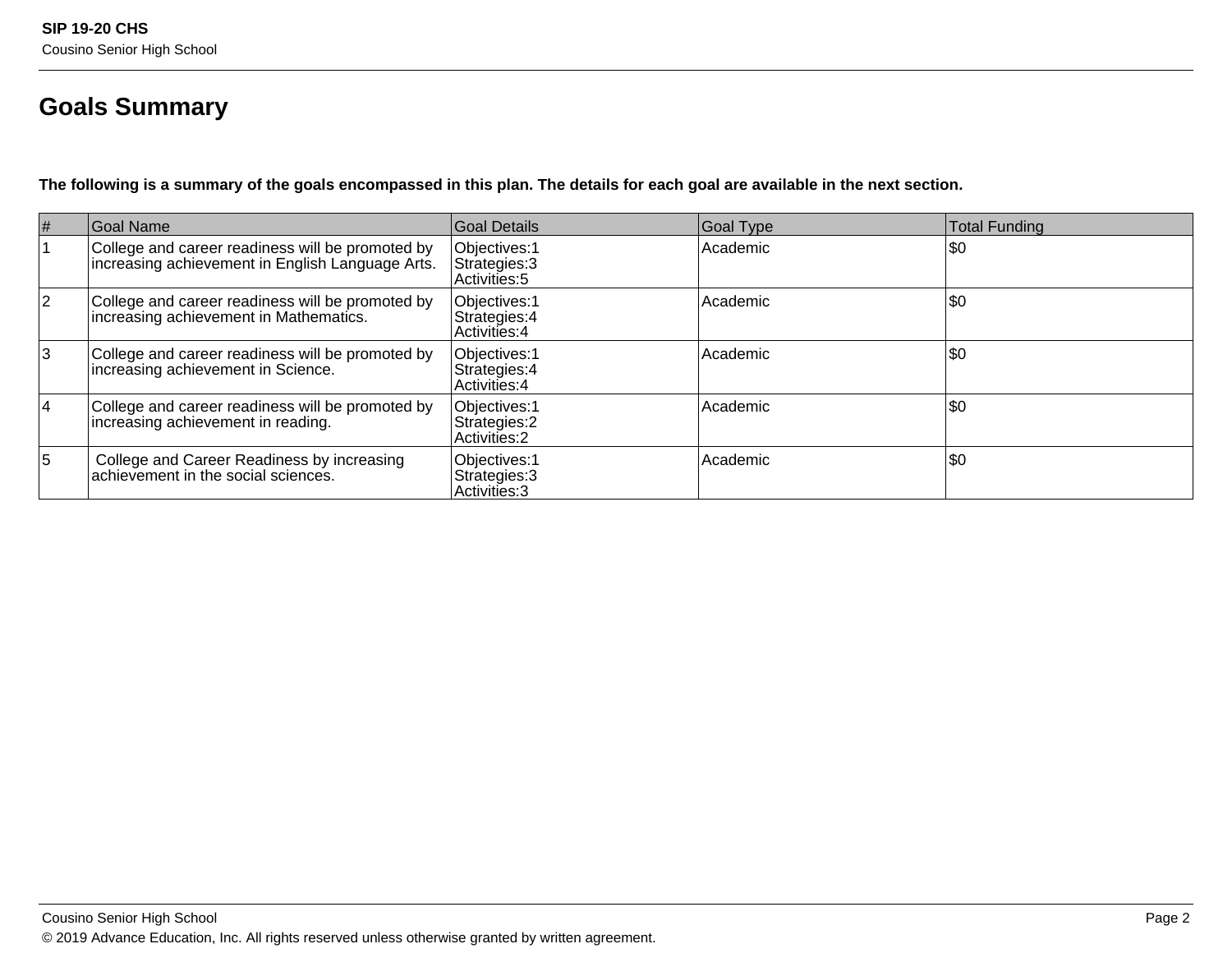# Goals Summary

**The following is a summary of the goals encompassed in this plan. The details for each goal are available in the next section.**

| # | Goal Name | Goal Details | Goal Type | Total Funding |
|---|---|---|---|---|
| 1 | College and career readiness will be promoted by increasing achievement in English Language Arts. | Objectives:1<br>Strategies:3<br>Activities:5 | Academic | $0 |
| 2 | College and career readiness will be promoted by increasing achievement in Mathematics. | Objectives:1<br>Strategies:4<br>Activities:4 | Academic | $0 |
| 3 | College and career readiness will be promoted by increasing achievement in Science. | Objectives:1<br>Strategies:4<br>Activities:4 | Academic | $0 |
| 4 | College and career readiness will be promoted by increasing achievement in reading. | Objectives:1<br>Strategies:2<br>Activities:2 | Academic | $0 |
| 5 | College and Career Readiness by increasing achievement in the social sciences. | Objectives:1<br>Strategies:3<br>Activities:3 | Academic | $0 |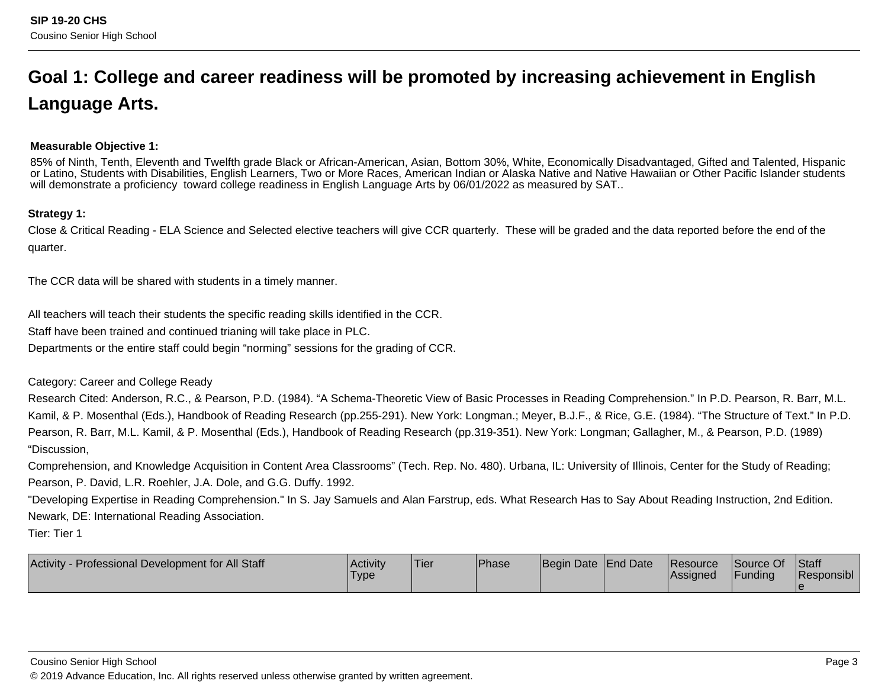# Goal 1: College and career readiness will be promoted by increasing achievement in English Language Arts.

**Measurable Objective 1:**

85% of Ninth, Tenth, Eleventh and Twelfth grade Black or African-American, Asian, Bottom 30%, White, Economically Disadvantaged, Gifted and Talented, Hispanic or Latino, Students with Disabilities, English Learners, Two or More Races, American Indian or Alaska Native and Native Hawaiian or Other Pacific Islander students will demonstrate a proficiency toward college readiness in English Language Arts by 06/01/2022 as measured by SAT..

**Strategy 1:**

Close & Critical Reading - ELA Science and Selected elective teachers will give CCR quarterly. These will be graded and the data reported before the end of the quarter.

The CCR data will be shared with students in a timely manner.

All teachers will teach their students the specific reading skills identified in the CCR.
Staff have been trained and continued trianing will take place in PLC.
Departments or the entire staff could begin "norming" sessions for the grading of CCR.

Category: Career and College Ready
Research Cited: Anderson, R.C., & Pearson, P.D. (1984). "A Schema-Theoretic View of Basic Processes in Reading Comprehension." In P.D. Pearson, R. Barr, M.L. Kamil, & P. Mosenthal (Eds.), Handbook of Reading Research (pp.255-291). New York: Longman.; Meyer, B.J.F., & Rice, G.E. (1984). "The Structure of Text." In P.D. Pearson, R. Barr, M.L. Kamil, & P. Mosenthal (Eds.), Handbook of Reading Research (pp.319-351). New York: Longman; Gallagher, M., & Pearson, P.D. (1989) "Discussion,
Comprehension, and Knowledge Acquisition in Content Area Classrooms" (Tech. Rep. No. 480). Urbana, IL: University of Illinois, Center for the Study of Reading; Pearson, P. David, L.R. Roehler, J.A. Dole, and G.G. Duffy. 1992.
"Developing Expertise in Reading Comprehension." In S. Jay Samuels and Alan Farstrup, eds. What Research Has to Say About Reading Instruction, 2nd Edition. Newark, DE: International Reading Association.
Tier: Tier 1

| Activity - Professional Development for All Staff | Activity Type | Tier | Phase | Begin Date | End Date | Resource Assigned | Source Of Funding | Staff Responsible |
|---|---|---|---|---|---|---|---|---|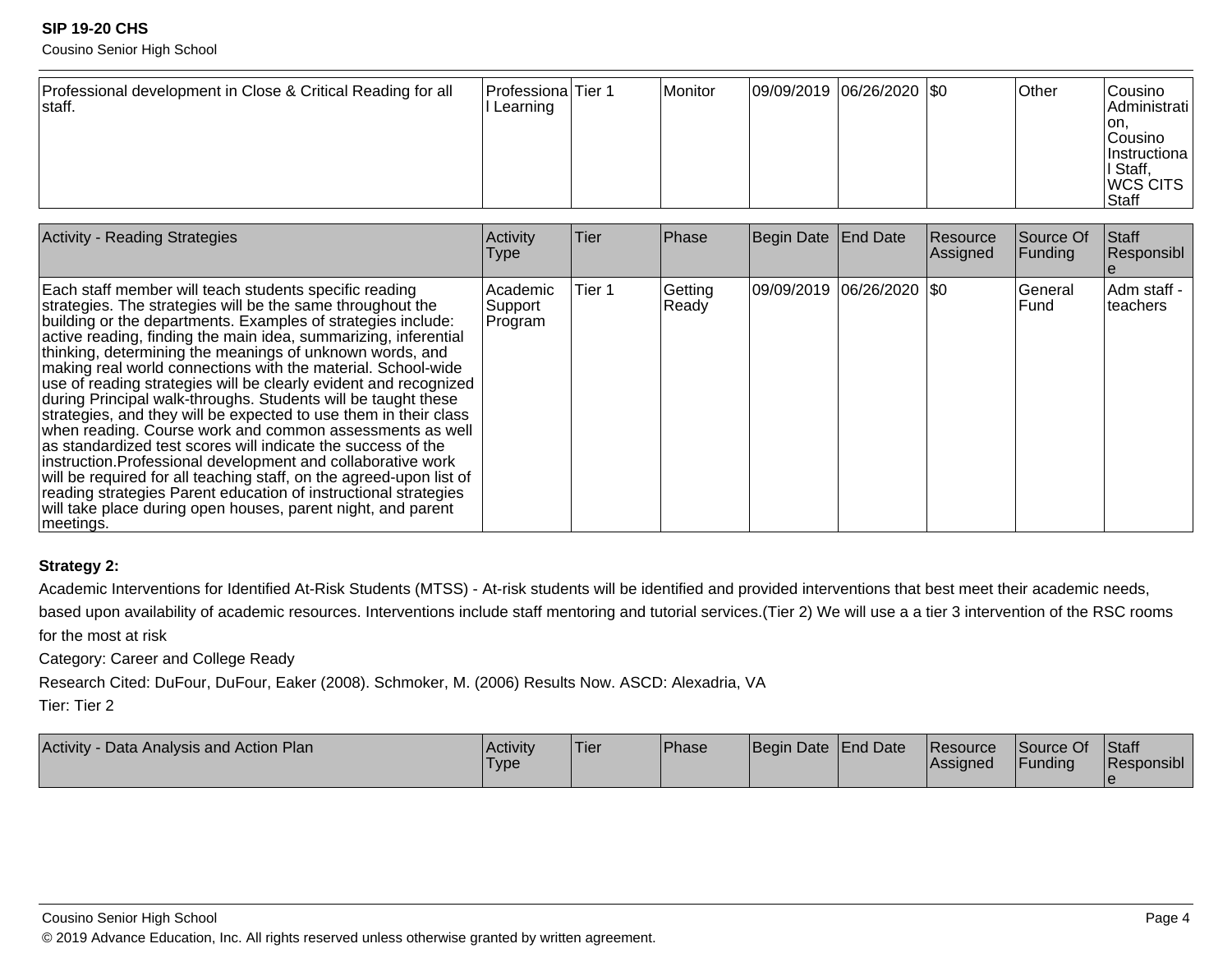| Professional development in Close & Critical Reading for all staff. | Professional Learning | Tier 1 | Monitor | 09/09/2019 | 06/26/2020 | $0 | Other | Cousino Administration, Cousino Instructional Staff, WCS CITS Staff |
|---|---|---|---|---|---|---|---|---|

| Activity - Reading Strategies | Activity Type | Tier | Phase | Begin Date | End Date | Resource Assigned | Source Of Funding | Staff Responsible |
|---|---|---|---|---|---|---|---|---|
| Each staff member will teach students specific reading strategies. The strategies will be the same throughout the building or the departments. Examples of strategies include: active reading, finding the main idea, summarizing, inferential thinking, determining the meanings of unknown words, and making real world connections with the material. School-wide use of reading strategies will be clearly evident and recognized during Principal walk-throughs. Students will be taught these strategies, and they will be expected to use them in their class when reading. Course work and common assessments as well as standardized test scores will indicate the success of the instruction.Professional development and collaborative work will be required for all teaching staff, on the agreed-upon list of reading strategies Parent education of instructional strategies will take place during open houses, parent night, and parent meetings. | Academic Support Program | Tier 1 | Getting Ready | 09/09/2019 | 06/26/2020 | $0 | General Fund | Adm staff - teachers |

**Strategy 2:**

Academic Interventions for Identified At-Risk Students (MTSS) - At-risk students will be identified and provided interventions that best meet their academic needs, based upon availability of academic resources. Interventions include staff mentoring and tutorial services.(Tier 2) We will use a a tier 3 intervention of the RSC rooms for the most at risk

Category: Career and College Ready

Research Cited: DuFour, DuFour, Eaker (2008). Schmoker, M. (2006) Results Now. ASCD: Alexadria, VA

Tier: Tier 2

| Activity - Data Analysis and Action Plan | Activity Type | Tier | Phase | Begin Date | End Date | Resource Assigned | Source Of Funding | Staff Responsible |
|---|---|---|---|---|---|---|---|---|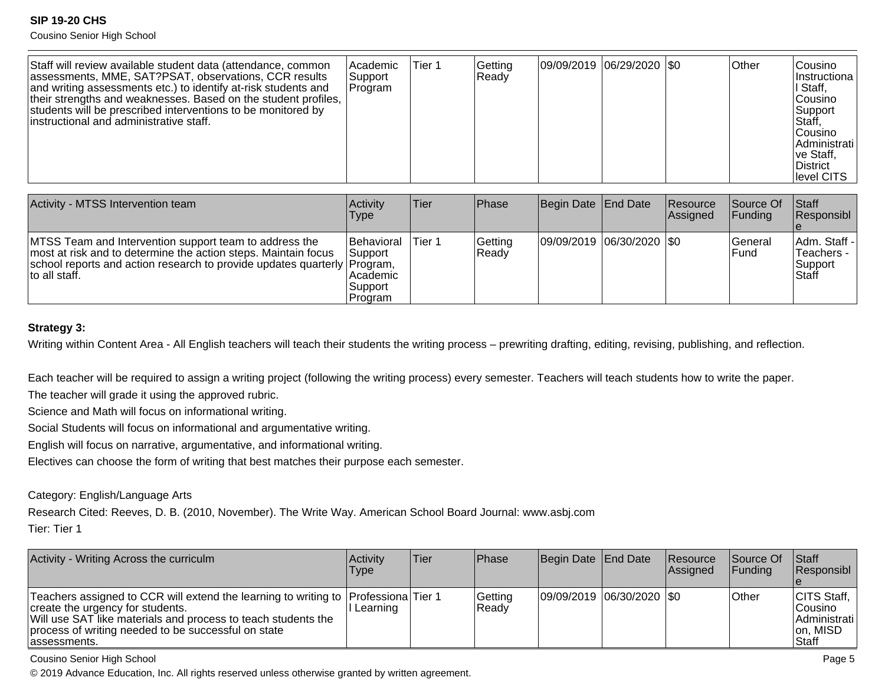| Staff will review available student data (attendance, common assessments, MME, SAT?PSAT, observations, CCR results and writing assessments etc.) to identify at-risk students and their strengths and weaknesses. Based on the student profiles, students will be prescribed interventions to be monitored by instructional and administrative staff. | Academic Support Program | Tier 1 | Getting Ready | 09/09/2019 | 06/29/2020 | $0 | Other | Cousino Instructional Staff, Cousino Support Staff, Cousino Administrative Staff, District level CITS |
|---|---|---|---|---|---|---|---|---|

| Activity - MTSS Intervention team | Activity Type | Tier | Phase | Begin Date | End Date | Resource Assigned | Source Of Funding | Staff Responsible |
|---|---|---|---|---|---|---|---|---|
| MTSS Team and Intervention support team to address the most at risk and to determine the action steps. Maintain focus school reports and action research to provide updates quarterly to all staff. | Behavioral Support Program, Academic Support Program | Tier 1 | Getting Ready | 09/09/2019 | 06/30/2020 | $0 | General Fund | Adm. Staff - Teachers - Support Staff |

**Strategy 3:**

Writing within Content Area - All English teachers will teach their students the writing process – prewriting drafting, editing, revising, publishing, and reflection.

Each teacher will be required to assign a writing project (following the writing process) every semester. Teachers will teach students how to write the paper.
The teacher will grade it using the approved rubric.
Science and Math will focus on informational writing.
Social Students will focus on informational and argumentative writing.
English will focus on narrative, argumentative, and informational writing.
Electives can choose the form of writing that best matches their purpose each semester.

Category: English/Language Arts
Research Cited: Reeves, D. B. (2010, November). The Write Way. American School Board Journal: www.asbj.com
Tier: Tier 1

| Activity - Writing Across the curriculm | Activity Type | Tier | Phase | Begin Date | End Date | Resource Assigned | Source Of Funding | Staff Responsible |
|---|---|---|---|---|---|---|---|---|
| Teachers assigned to CCR will extend the learning to writing to create the urgency for students.<br>Will use SAT like materials and process to teach students the process of writing needed to be successful on state assessments. | Professional Learning | Tier 1 | Getting Ready | 09/09/2019 | 06/30/2020 | $0 | Other | CITS Staff, Cousino Administration, MISD Staff |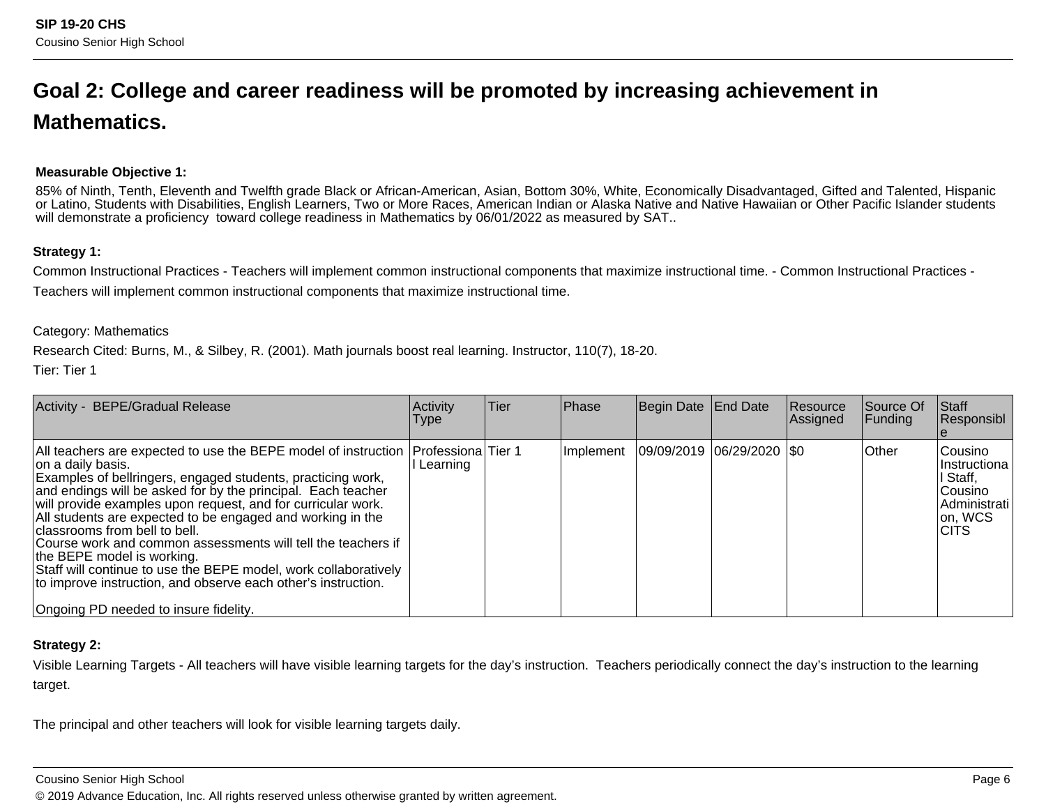## Goal 2: College and career readiness will be promoted by increasing achievement in Mathematics.

**Measurable Objective 1:**

85% of Ninth, Tenth, Eleventh and Twelfth grade Black or African-American, Asian, Bottom 30%, White, Economically Disadvantaged, Gifted and Talented, Hispanic or Latino, Students with Disabilities, English Learners, Two or More Races, American Indian or Alaska Native and Native Hawaiian or Other Pacific Islander students will demonstrate a proficiency toward college readiness in Mathematics by 06/01/2022 as measured by SAT..

**Strategy 1:**

Common Instructional Practices - Teachers will implement common instructional components that maximize instructional time. - Common Instructional Practices - Teachers will implement common instructional components that maximize instructional time.

Category: Mathematics

Research Cited: Burns, M., & Silbey, R. (2001). Math journals boost real learning. Instructor, 110(7), 18-20.

Tier: Tier 1

| Activity - BEPE/Gradual Release | Activity Type | Tier | Phase | Begin Date | End Date | Resource Assigned | Source Of Funding | Staff Responsible |
|---|---|---|---|---|---|---|---|---|
| All teachers are expected to use the BEPE model of instruction on a daily basis.<br>Examples of bellringers, engaged students, practicing work, and endings will be asked for by the principal. Each teacher will provide examples upon request, and for curricular work.<br>All students are expected to be engaged and working in the classrooms from bell to bell.<br>Course work and common assessments will tell the teachers if the BEPE model is working.<br>Staff will continue to use the BEPE model, work collaboratively to improve instruction, and observe each other's instruction.<br><br>Ongoing PD needed to insure fidelity. | Professional Learning | Tier 1 | Implement | 09/09/2019 | 06/29/2020 | $0 | Other | Cousino Instructional Staff, Cousino Administration, WCS CITS |

**Strategy 2:**

Visible Learning Targets - All teachers will have visible learning targets for the day's instruction. Teachers periodically connect the day's instruction to the learning target.

The principal and other teachers will look for visible learning targets daily.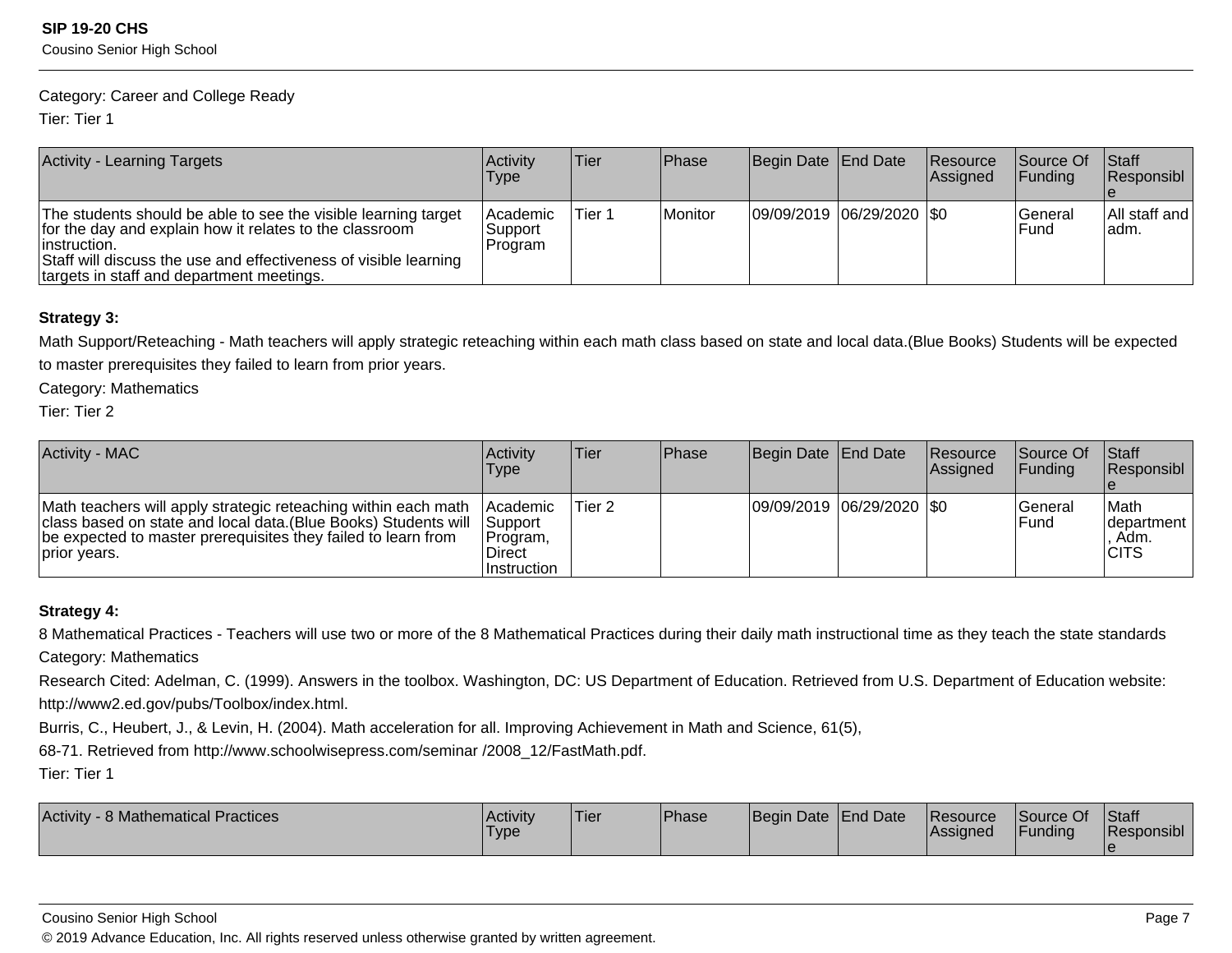Category: Career and College Ready

Tier: Tier 1

| Activity - Learning Targets | Activity Type | Tier | Phase | Begin Date | End Date | Resource Assigned | Source Of Funding | Staff Responsible |
|---|---|---|---|---|---|---|---|---|
| The students should be able to see the visible learning target for the day and explain how it relates to the classroom instruction.<br>Staff will discuss the use and effectiveness of visible learning targets in staff and department meetings. | Academic Support Program | Tier 1 | Monitor | 09/09/2019 | 06/29/2020 | $0 | General Fund | All staff and adm. |

**Strategy 3:**

Math Support/Reteaching - Math teachers will apply strategic reteaching within each math class based on state and local data.(Blue Books) Students will be expected to master prerequisites they failed to learn from prior years.

Category: Mathematics

Tier: Tier 2

| Activity - MAC | Activity Type | Tier | Phase | Begin Date | End Date | Resource Assigned | Source Of Funding | Staff Responsible |
|---|---|---|---|---|---|---|---|---|
| Math teachers will apply strategic reteaching within each math class based on state and local data.(Blue Books) Students will be expected to master prerequisites they failed to learn from prior years. | Academic Support Program, Direct Instruction | Tier 2 | | 09/09/2019 | 06/29/2020 | $0 | General Fund | Math department, Adm. CITS |

**Strategy 4:**

8 Mathematical Practices - Teachers will use two or more of the 8 Mathematical Practices during their daily math instructional time as they teach the state standards

Category: Mathematics

Research Cited: Adelman, C. (1999). Answers in the toolbox. Washington, DC: US Department of Education. Retrieved from U.S. Department of Education website: http://www2.ed.gov/pubs/Toolbox/index.html.

Burris, C., Heubert, J., & Levin, H. (2004). Math acceleration for all. Improving Achievement in Math and Science, 61(5),

68-71. Retrieved from http://www.schoolwisepress.com/seminar /2008_12/FastMath.pdf.

Tier: Tier 1

| Activity - 8 Mathematical Practices | Activity Type | Tier | Phase | Begin Date | End Date | Resource Assigned | Source Of Funding | Staff Responsible |
|---|---|---|---|---|---|---|---|---|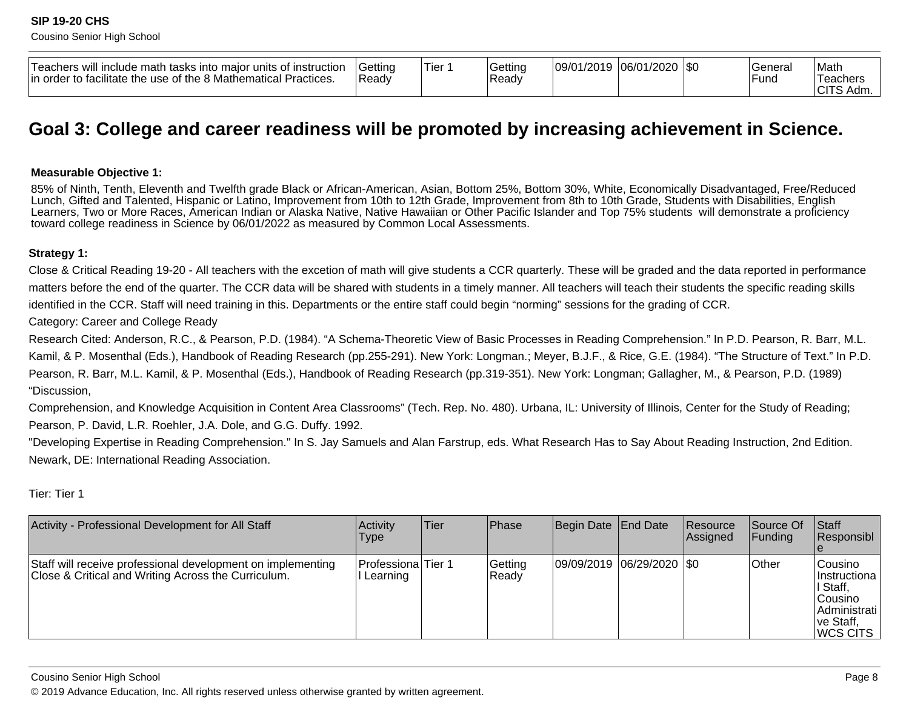| Teachers will include math tasks into major units of instruction in order to facilitate the use of the 8 Mathematical Practices. | Getting Ready | Tier 1 | Getting Ready | 09/01/2019 | 06/01/2020 | $0 | General Fund | Math Teachers CITS Adm. |
|---|---|---|---|---|---|---|---|---|

## Goal 3: College and career readiness will be promoted by increasing achievement in Science.

**Measurable Objective 1:**

85% of Ninth, Tenth, Eleventh and Twelfth grade Black or African-American, Asian, Bottom 25%, Bottom 30%, White, Economically Disadvantaged, Free/Reduced Lunch, Gifted and Talented, Hispanic or Latino, Improvement from 10th to 12th Grade, Improvement from 8th to 10th Grade, Students with Disabilities, English Learners, Two or More Races, American Indian or Alaska Native, Native Hawaiian or Other Pacific Islander and Top 75% students will demonstrate a proficiency toward college readiness in Science by 06/01/2022 as measured by Common Local Assessments.

**Strategy 1:**

Close & Critical Reading 19-20 - All teachers with the excetion of math will give students a CCR quarterly. These will be graded and the data reported in performance matters before the end of the quarter. The CCR data will be shared with students in a timely manner. All teachers will teach their students the specific reading skills identified in the CCR. Staff will need training in this. Departments or the entire staff could begin “norming” sessions for the grading of CCR.

Category: Career and College Ready

Research Cited: Anderson, R.C., & Pearson, P.D. (1984). “A Schema-Theoretic View of Basic Processes in Reading Comprehension.” In P.D. Pearson, R. Barr, M.L. Kamil, & P. Mosenthal (Eds.), Handbook of Reading Research (pp.255-291). New York: Longman.; Meyer, B.J.F., & Rice, G.E. (1984). “The Structure of Text.” In P.D. Pearson, R. Barr, M.L. Kamil, & P. Mosenthal (Eds.), Handbook of Reading Research (pp.319-351). New York: Longman; Gallagher, M., & Pearson, P.D. (1989) “Discussion,
Comprehension, and Knowledge Acquisition in Content Area Classrooms” (Tech. Rep. No. 480). Urbana, IL: University of Illinois, Center for the Study of Reading; Pearson, P. David, L.R. Roehler, J.A. Dole, and G.G. Duffy. 1992.
"Developing Expertise in Reading Comprehension." In S. Jay Samuels and Alan Farstrup, eds. What Research Has to Say About Reading Instruction, 2nd Edition. Newark, DE: International Reading Association.

Tier: Tier 1

| Activity - Professional Development for All Staff | Activity Type | Tier | Phase | Begin Date | End Date | Resource Assigned | Source Of Funding | Staff Responsible |
|---|---|---|---|---|---|---|---|---|
| Staff will receive professional development on implementing Close & Critical and Writing Across the Curriculum. | Professional Learning | Tier 1 | Getting Ready | 09/09/2019 | 06/29/2020 | $0 | Other | Cousino Instructional Staff, Cousino Administrative Staff, WCS CITS |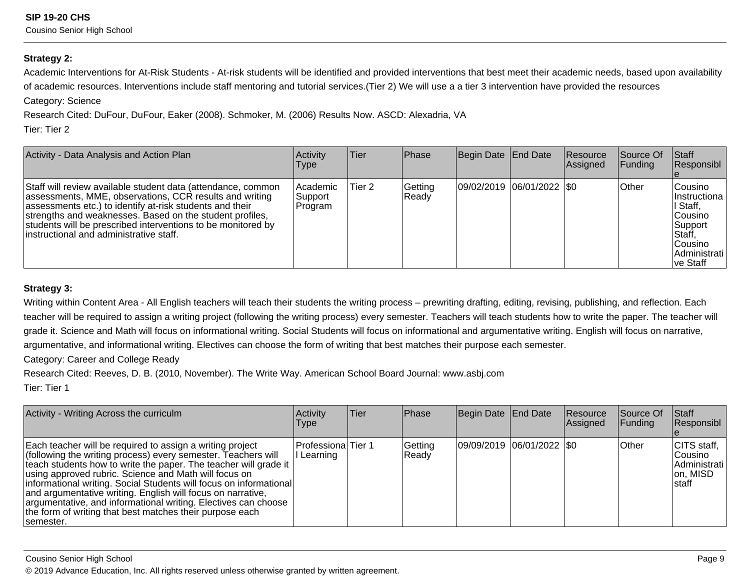**Strategy 2:**

Academic Interventions for At-Risk Students - At-risk students will be identified and provided interventions that best meet their academic needs, based upon availability of academic resources. Interventions include staff mentoring and tutorial services.(Tier 2) We will use a a tier 3 intervention have provided the resources

Category: Science

Research Cited: DuFour, DuFour, Eaker (2008). Schmoker, M. (2006) Results Now. ASCD: Alexadria, VA

Tier: Tier 2

| Activity - Data Analysis and Action Plan | Activity Type | Tier | Phase | Begin Date | End Date | Resource Assigned | Source Of Funding | Staff Responsible |
|---|---|---|---|---|---|---|---|---|
| Staff will review available student data (attendance, common assessments, MME, observations, CCR results and writing assessments etc.) to identify at-risk students and their strengths and weaknesses. Based on the student profiles, students will be prescribed interventions to be monitored by instructional and administrative staff. | Academic Support Program | Tier 2 | Getting Ready | 09/02/2019 | 06/01/2022 | $0 | Other | Cousino Instructional Staff, Cousino Support Staff, Cousino Administrative Staff |

**Strategy 3:**

Writing within Content Area - All English teachers will teach their students the writing process – prewriting drafting, editing, revising, publishing, and reflection. Each teacher will be required to assign a writing project (following the writing process) every semester. Teachers will teach students how to write the paper. The teacher will grade it. Science and Math will focus on informational writing. Social Students will focus on informational and argumentative writing. English will focus on narrative, argumentative, and informational writing. Electives can choose the form of writing that best matches their purpose each semester.

Category: Career and College Ready

Research Cited: Reeves, D. B. (2010, November). The Write Way. American School Board Journal: www.asbj.com

Tier: Tier 1

| Activity - Writing Across the curriculm | Activity Type | Tier | Phase | Begin Date | End Date | Resource Assigned | Source Of Funding | Staff Responsible |
|---|---|---|---|---|---|---|---|---|
| Each teacher will be required to assign a writing project (following the writing process) every semester. Teachers will teach students how to write the paper. The teacher will grade it using approved rubric. Science and Math will focus on informational writing. Social Students will focus on informational and argumentative writing. English will focus on narrative, argumentative, and informational writing. Electives can choose the form of writing that best matches their purpose each semester. | Professional Learning | Tier 1 | Getting Ready | 09/09/2019 | 06/01/2022 | $0 | Other | CITS staff, Cousino Administration, MISD staff |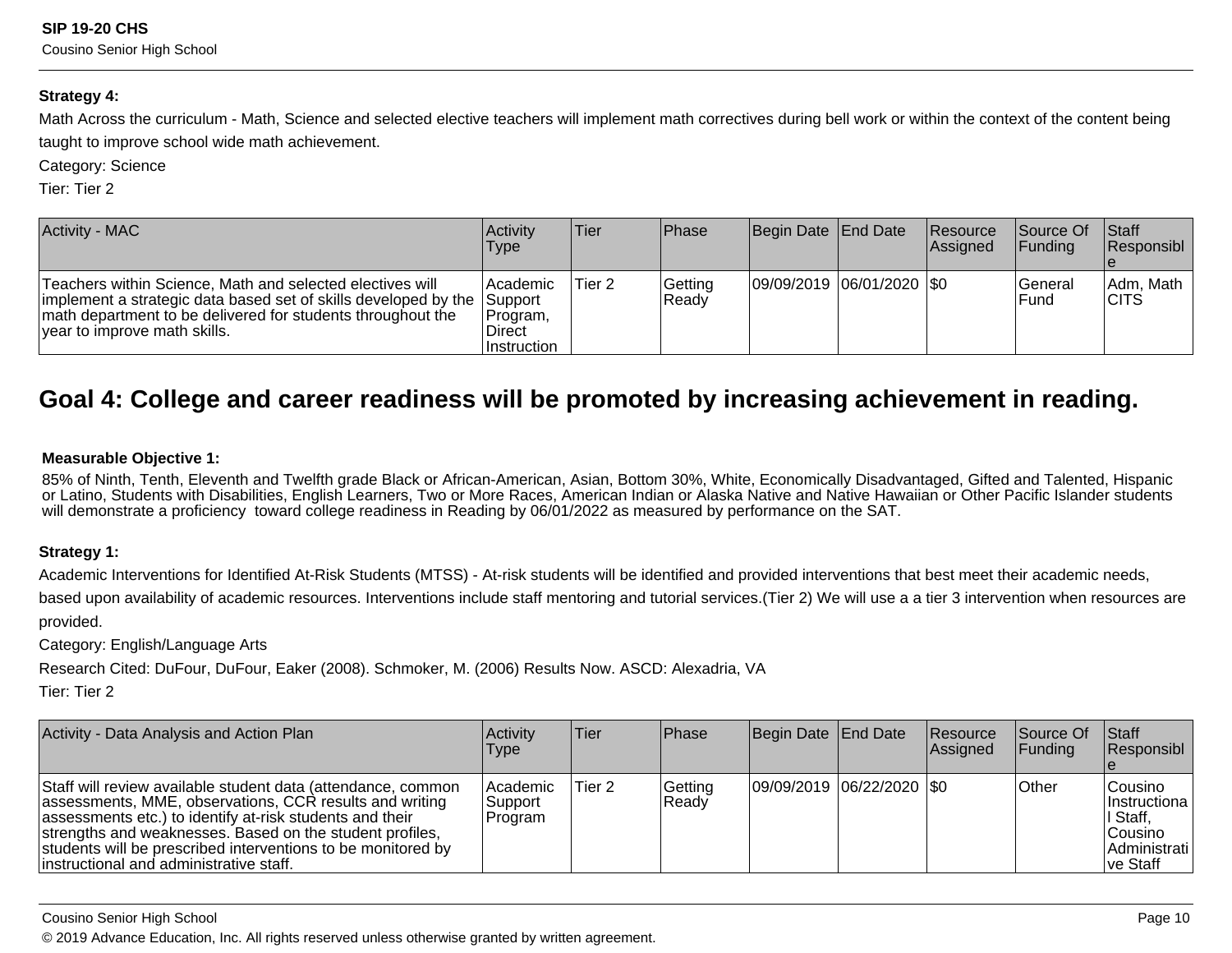**Strategy 4:**

Math Across the curriculum - Math, Science and selected elective teachers will implement math correctives during bell work or within the context of the content being taught to improve school wide math achievement.

Category: Science

Tier: Tier 2

| Activity - MAC | Activity Type | Tier | Phase | Begin Date | End Date | Resource Assigned | Source Of Funding | Staff Responsible |
|---|---|---|---|---|---|---|---|---|
| Teachers within Science, Math and selected electives will implement a strategic data based set of skills developed by the math department to be delivered for students throughout the year to improve math skills. | Academic Support Program, Direct Instruction | Tier 2 | Getting Ready | 09/09/2019 | 06/01/2020 | $0 | General Fund | Adm, Math CITS |

## Goal 4: College and career readiness will be promoted by increasing achievement in reading.

**Measurable Objective 1:**

85% of Ninth, Tenth, Eleventh and Twelfth grade Black or African-American, Asian, Bottom 30%, White, Economically Disadvantaged, Gifted and Talented, Hispanic or Latino, Students with Disabilities, English Learners, Two or More Races, American Indian or Alaska Native and Native Hawaiian or Other Pacific Islander students will demonstrate a proficiency toward college readiness in Reading by 06/01/2022 as measured by performance on the SAT.

**Strategy 1:**

Academic Interventions for Identified At-Risk Students (MTSS) - At-risk students will be identified and provided interventions that best meet their academic needs, based upon availability of academic resources. Interventions include staff mentoring and tutorial services.(Tier 2) We will use a a tier 3 intervention when resources are provided.

Category: English/Language Arts

Research Cited: DuFour, DuFour, Eaker (2008). Schmoker, M. (2006) Results Now. ASCD: Alexadria, VA

Tier: Tier 2

| Activity - Data Analysis and Action Plan | Activity Type | Tier | Phase | Begin Date | End Date | Resource Assigned | Source Of Funding | Staff Responsible |
|---|---|---|---|---|---|---|---|---|
| Staff will review available student data (attendance, common assessments, MME, observations, CCR results and writing assessments etc.) to identify at-risk students and their strengths and weaknesses. Based on the student profiles, students will be prescribed interventions to be monitored by instructional and administrative staff. | Academic Support Program | Tier 2 | Getting Ready | 09/09/2019 | 06/22/2020 | $0 | Other | Cousino Instructional Staff, Cousino Administrative Staff |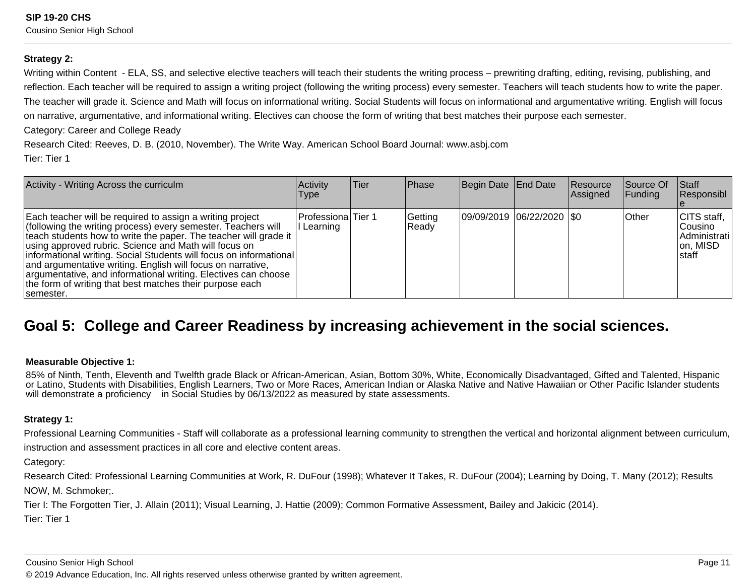**Strategy 2:**

Writing within Content  - ELA, SS, and selective elective teachers will teach their students the writing process – prewriting drafting, editing, revising, publishing, and reflection. Each teacher will be required to assign a writing project (following the writing process) every semester. Teachers will teach students how to write the paper. The teacher will grade it. Science and Math will focus on informational writing. Social Students will focus on informational and argumentative writing. English will focus on narrative, argumentative, and informational writing. Electives can choose the form of writing that best matches their purpose each semester.

Category: Career and College Ready

Research Cited: Reeves, D. B. (2010, November). The Write Way. American School Board Journal: www.asbj.com

Tier: Tier 1

| Activity - Writing Across the curriculm | Activity Type | Tier | Phase | Begin Date | End Date | Resource Assigned | Source Of Funding | Staff Responsible |
|---|---|---|---|---|---|---|---|---|
| Each teacher will be required to assign a writing project (following the writing process) every semester. Teachers will teach students how to write the paper. The teacher will grade it using approved rubric. Science and Math will focus on informational writing. Social Students will focus on informational and argumentative writing. English will focus on narrative, argumentative, and informational writing. Electives can choose the form of writing that best matches their purpose each semester. | Professional Learning | Tier 1 | Getting Ready | 09/09/2019 | 06/22/2020 | $0 | Other | CITS staff, Cousino Administration, MISD staff |

## Goal 5:  College and Career Readiness by increasing achievement in the social sciences.

**Measurable Objective 1:**

85% of Ninth, Tenth, Eleventh and Twelfth grade Black or African-American, Asian, Bottom 30%, White, Economically Disadvantaged, Gifted and Talented, Hispanic or Latino, Students with Disabilities, English Learners, Two or More Races, American Indian or Alaska Native and Native Hawaiian or Other Pacific Islander students will demonstrate a proficiency    in Social Studies by 06/13/2022 as measured by state assessments.

**Strategy 1:**

Professional Learning Communities - Staff will collaborate as a professional learning community to strengthen the vertical and horizontal alignment between curriculum, instruction and assessment practices in all core and elective content areas.

Category:

Research Cited: Professional Learning Communities at Work, R. DuFour (1998); Whatever It Takes, R. DuFour (2004); Learning by Doing, T. Many (2012); Results NOW, M. Schmoker;.

Tier I: The Forgotten Tier, J. Allain (2011); Visual Learning, J. Hattie (2009); Common Formative Assessment, Bailey and Jakicic (2014).

Tier: Tier 1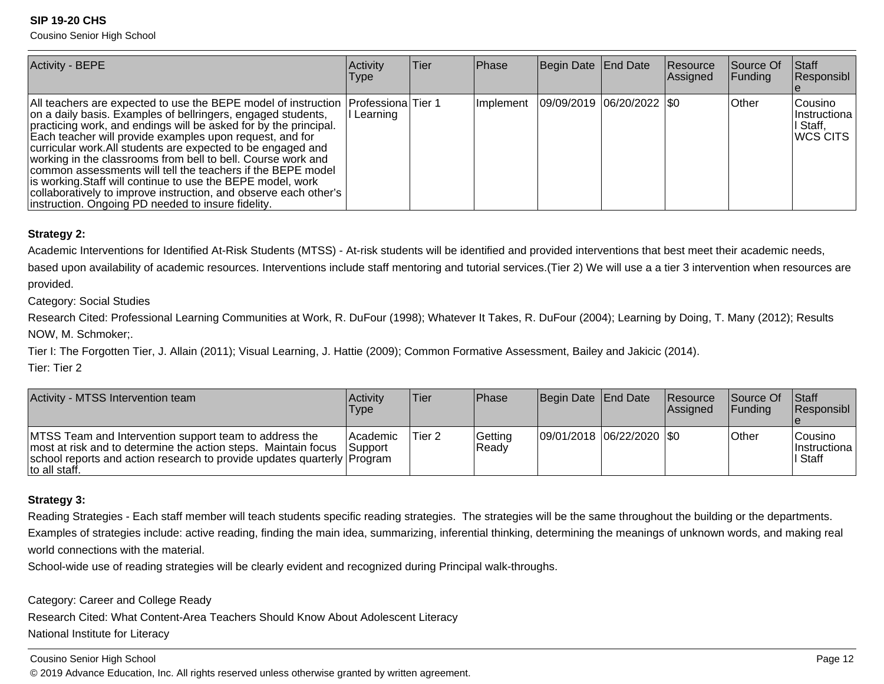| Activity - BEPE | Activity Type | Tier | Phase | Begin Date | End Date | Resource Assigned | Source Of Funding | Staff Responsible |
|---|---|---|---|---|---|---|---|---|
| All teachers are expected to use the BEPE model of instruction on a daily basis. Examples of bellringers, engaged students, practicing work, and endings will be asked for by the principal. Each teacher will provide examples upon request, and for curricular work.All students are expected to be engaged and working in the classrooms from bell to bell. Course work and common assessments will tell the teachers if the BEPE model is working.Staff will continue to use the BEPE model, work collaboratively to improve instruction, and observe each other's instruction. Ongoing PD needed to insure fidelity. | Professional Learning | Tier 1 | Implement | 09/09/2019 | 06/20/2022 | $0 | Other | Cousino Instructional Staff, WCS CITS |

**Strategy 2:**

Academic Interventions for Identified At-Risk Students (MTSS) - At-risk students will be identified and provided interventions that best meet their academic needs, based upon availability of academic resources. Interventions include staff mentoring and tutorial services.(Tier 2) We will use a a tier 3 intervention when resources are provided.

Category: Social Studies

Research Cited: Professional Learning Communities at Work, R. DuFour (1998); Whatever It Takes, R. DuFour (2004); Learning by Doing, T. Many (2012); Results NOW, M. Schmoker;.

Tier I: The Forgotten Tier, J. Allain (2011); Visual Learning, J. Hattie (2009); Common Formative Assessment, Bailey and Jakicic (2014).

Tier: Tier 2

| Activity - MTSS Intervention team | Activity Type | Tier | Phase | Begin Date | End Date | Resource Assigned | Source Of Funding | Staff Responsible |
|---|---|---|---|---|---|---|---|---|
| MTSS Team and Intervention support team to address the most at risk and to determine the action steps. Maintain focus school reports and action research to provide updates quarterly to all staff. | Academic Support Program | Tier 2 | Getting Ready | 09/01/2018 | 06/22/2020 | $0 | Other | Cousino Instructional Staff |

**Strategy 3:**

Reading Strategies - Each staff member will teach students specific reading strategies. The strategies will be the same throughout the building or the departments. Examples of strategies include: active reading, finding the main idea, summarizing, inferential thinking, determining the meanings of unknown words, and making real world connections with the material.

School-wide use of reading strategies will be clearly evident and recognized during Principal walk-throughs.

Category: Career and College Ready

Research Cited: What Content-Area Teachers Should Know About Adolescent Literacy

National Institute for Literacy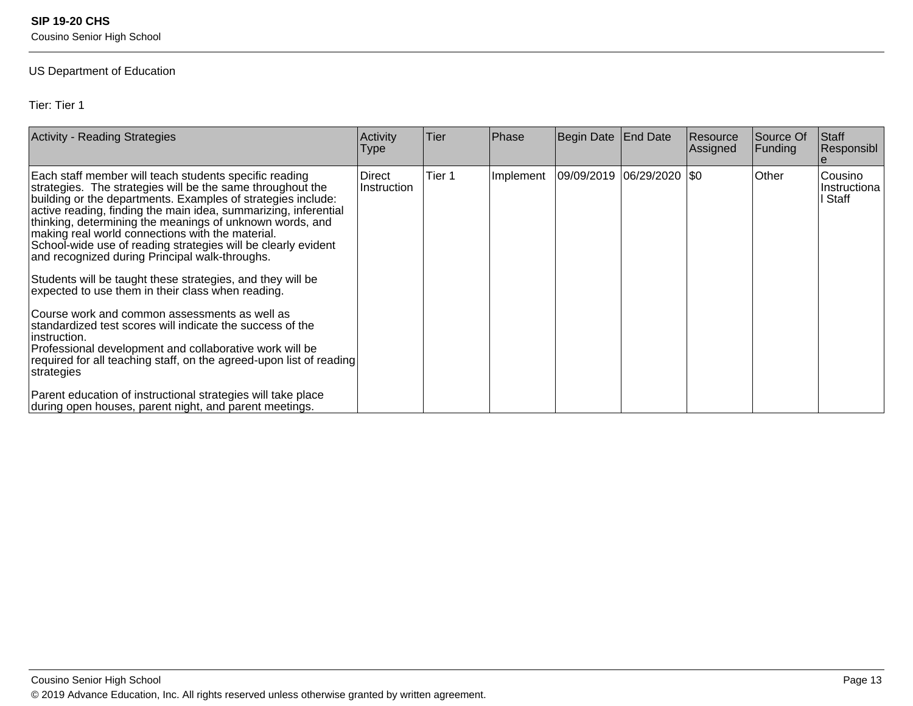US Department of Education

Tier: Tier 1

| Activity - Reading Strategies | Activity Type | Tier | Phase | Begin Date | End Date | Resource Assigned | Source Of Funding | Staff Responsible |
|---|---|---|---|---|---|---|---|---|
| Each staff member will teach students specific reading strategies. The strategies will be the same throughout the building or the departments. Examples of strategies include: active reading, finding the main idea, summarizing, inferential thinking, determining the meanings of unknown words, and making real world connections with the material.<br>School-wide use of reading strategies will be clearly evident and recognized during Principal walk-throughs.<br><br>Students will be taught these strategies, and they will be expected to use them in their class when reading.<br><br>Course work and common assessments as well as standardized test scores will indicate the success of the instruction.<br>Professional development and collaborative work will be required for all teaching staff, on the agreed-upon list of reading strategies<br><br>Parent education of instructional strategies will take place during open houses, parent night, and parent meetings. | Direct Instruction | Tier 1 | Implement | 09/09/2019 | 06/29/2020 | $0 | Other | Cousino Instructional Staff |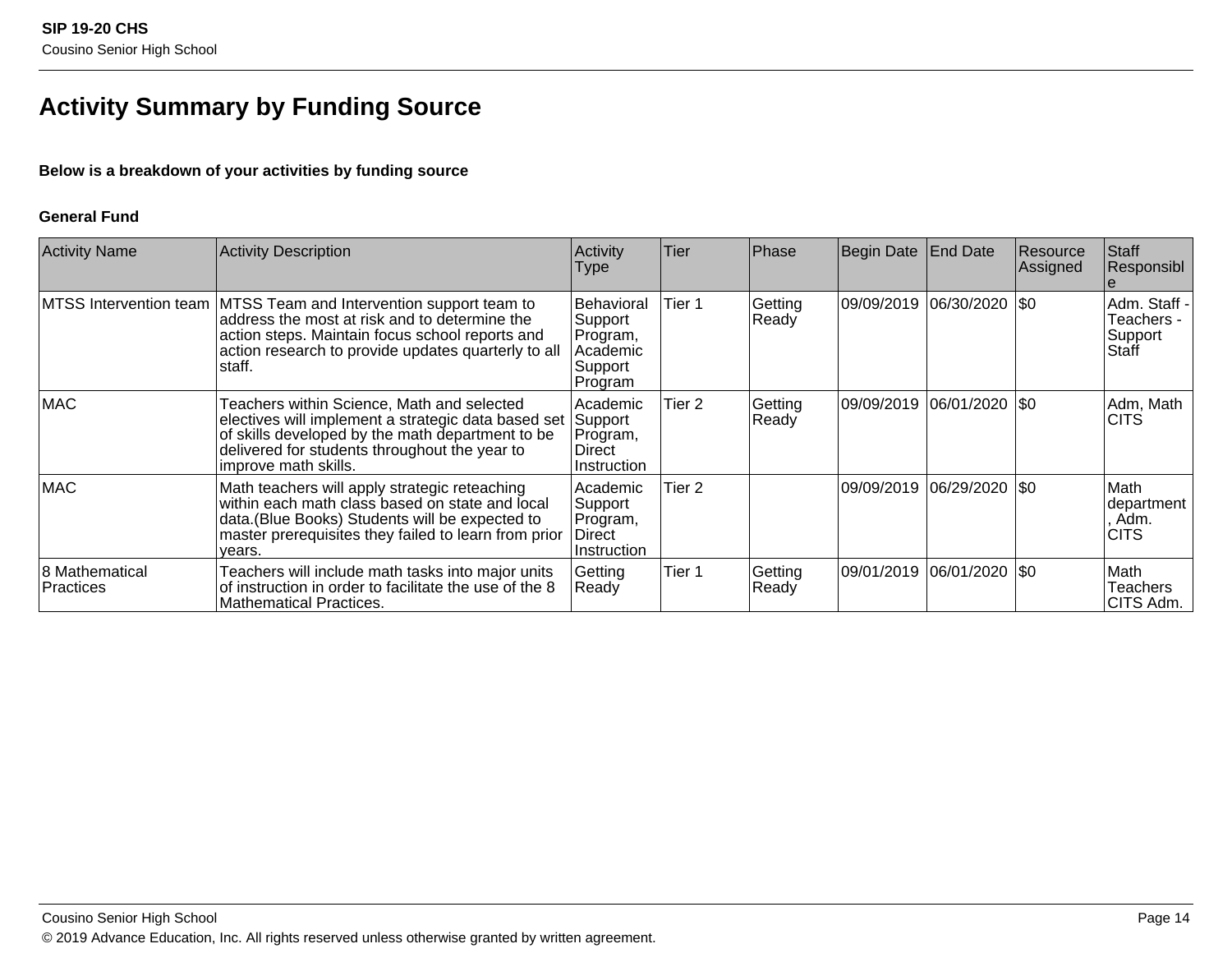## Activity Summary by Funding Source

**Below is a breakdown of your activities by funding source**

**General Fund**

| Activity Name | Activity Description | Activity Type | Tier | Phase | Begin Date | End Date | Resource Assigned | Staff Responsible |
|---|---|---|---|---|---|---|---|---|
| MTSS Intervention team | MTSS Team and Intervention support team to address the most at risk and to determine the action steps. Maintain focus school reports and action research to provide updates quarterly to all staff. | Behavioral Support Program, Academic Support Program | Tier 1 | Getting Ready | 09/09/2019 | 06/30/2020 | $0 | Adm. Staff - Teachers - Support Staff |
| MAC | Teachers within Science, Math and selected electives will implement a strategic data based set of skills developed by the math department to be delivered for students throughout the year to improve math skills. | Academic Support Program, Direct Instruction | Tier 2 | Getting Ready | 09/09/2019 | 06/01/2020 | $0 | Adm, Math CITS |
| MAC | Math teachers will apply strategic reteaching within each math class based on state and local data.(Blue Books) Students will be expected to master prerequisites they failed to learn from prior years. | Academic Support Program, Direct Instruction | Tier 2 | | 09/09/2019 | 06/29/2020 | $0 | Math department, Adm. CITS |
| 8 Mathematical Practices | Teachers will include math tasks into major units of instruction in order to facilitate the use of the 8 Mathematical Practices. | Getting Ready | Tier 1 | Getting Ready | 09/01/2019 | 06/01/2020 | $0 | Math Teachers CITS Adm. |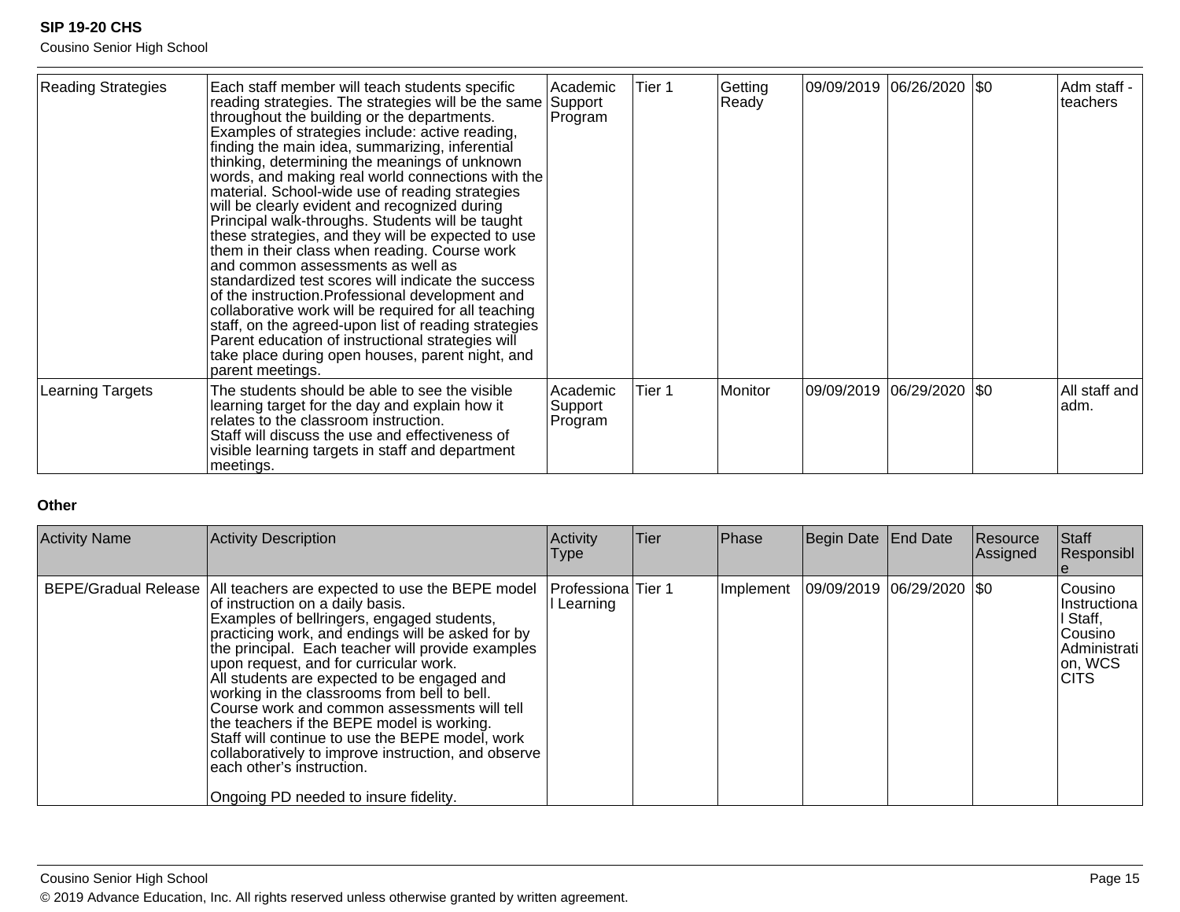| Activity Name | Activity Description | Activity Type | Tier | Phase | Begin Date | End Date | Resource Assigned | Staff Responsible |
|---|---|---|---|---|---|---|---|---|
| Reading Strategies | Each staff member will teach students specific reading strategies. The strategies will be the same throughout the building or the departments. Examples of strategies include: active reading, finding the main idea, summarizing, inferential thinking, determining the meanings of unknown words, and making real world connections with the material. School-wide use of reading strategies will be clearly evident and recognized during Principal walk-throughs. Students will be taught these strategies, and they will be expected to use them in their class when reading. Course work and common assessments as well as standardized test scores will indicate the success of the instruction.Professional development and collaborative work will be required for all teaching staff, on the agreed-upon list of reading strategies Parent education of instructional strategies will take place during open houses, parent night, and parent meetings. | Academic Support Program | Tier 1 | Getting Ready | 09/09/2019 | 06/26/2020 | $0 | Adm staff - teachers |
| Learning Targets | The students should be able to see the visible learning target for the day and explain how it relates to the classroom instruction.<br>Staff will discuss the use and effectiveness of visible learning targets in staff and department meetings. | Academic Support Program | Tier 1 | Monitor | 09/09/2019 | 06/29/2020 | $0 | All staff and adm. |

**Other**

| Activity Name | Activity Description | Activity Type | Tier | Phase | Begin Date | End Date | Resource Assigned | Staff Responsible |
|---|---|---|---|---|---|---|---|---|
| BEPE/Gradual Release | All teachers are expected to use the BEPE model of instruction on a daily basis.<br>Examples of bellringers, engaged students, practicing work, and endings will be asked for by the principal. Each teacher will provide examples upon request, and for curricular work.<br>All students are expected to be engaged and working in the classrooms from bell to bell.<br>Course work and common assessments will tell the teachers if the BEPE model is working.<br>Staff will continue to use the BEPE model, work collaboratively to improve instruction, and observe each other's instruction.<br><br>Ongoing PD needed to insure fidelity. | Professional Learning | Tier 1 | Implement | 09/09/2019 | 06/29/2020 | $0 | Cousino Instructional Staff, Cousino Administration, WCS CITS |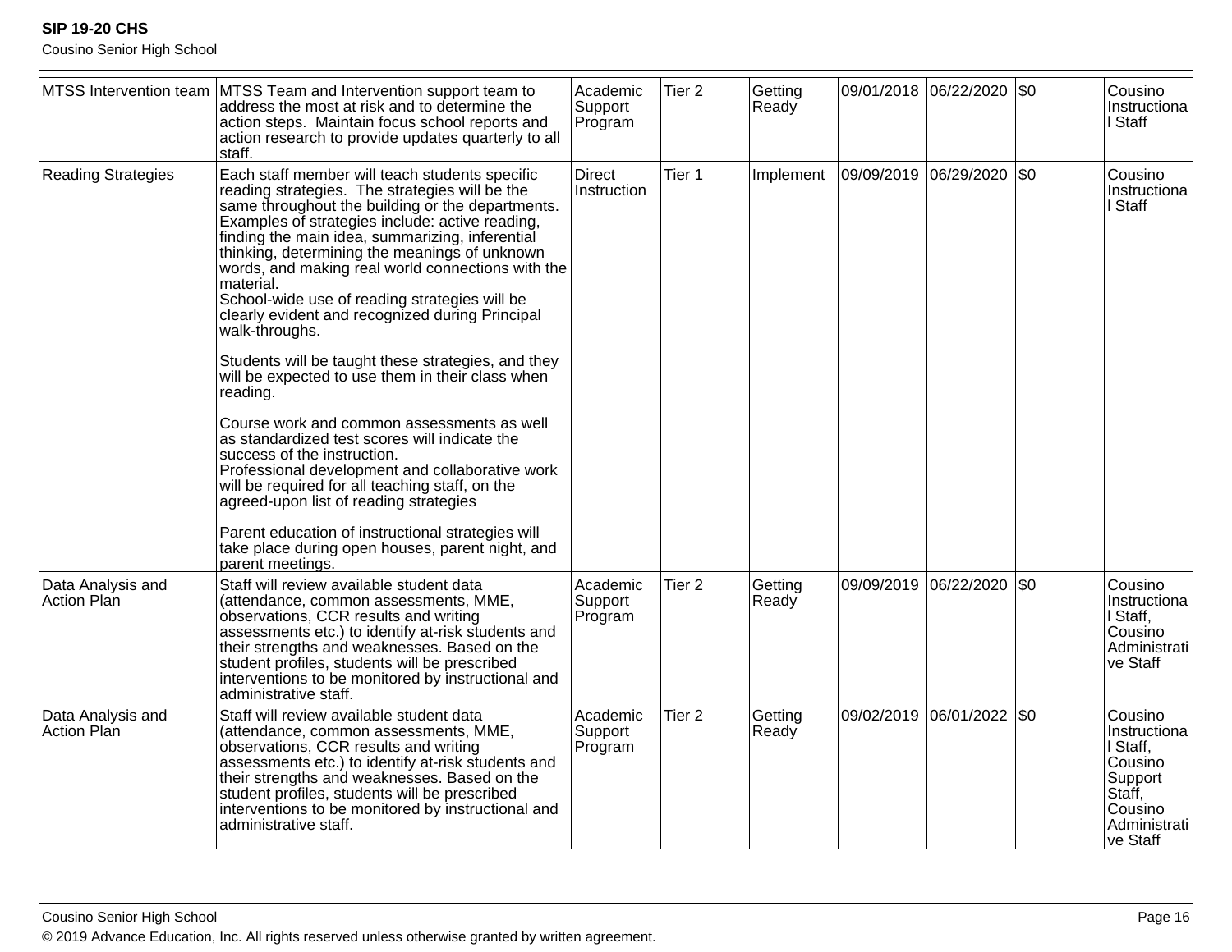| MTSS Intervention team | MTSS Team and Intervention support team to address the most at risk and to determine the action steps. Maintain focus school reports and action research to provide updates quarterly to all staff. | Academic Support Program | Tier 2 | Getting Ready | 09/01/2018 | 06/22/2020 | $0 | Cousino Instructional Staff |
|---|---|---|---|---|---|---|---|---|
| Reading Strategies | Each staff member will teach students specific reading strategies. The strategies will be the same throughout the building or the departments. Examples of strategies include: active reading, finding the main idea, summarizing, inferential thinking, determining the meanings of unknown words, and making real world connections with the material.<br>School-wide use of reading strategies will be clearly evident and recognized during Principal walk-throughs.<br><br>Students will be taught these strategies, and they will be expected to use them in their class when reading.<br><br>Course work and common assessments as well as standardized test scores will indicate the success of the instruction.<br>Professional development and collaborative work will be required for all teaching staff, on the agreed-upon list of reading strategies<br><br>Parent education of instructional strategies will take place during open houses, parent night, and parent meetings. | Direct Instruction | Tier 1 | Implement | 09/09/2019 | 06/29/2020 | $0 | Cousino Instructional Staff |
| Data Analysis and Action Plan | Staff will review available student data (attendance, common assessments, MME, observations, CCR results and writing assessments etc.) to identify at-risk students and their strengths and weaknesses. Based on the student profiles, students will be prescribed interventions to be monitored by instructional and administrative staff. | Academic Support Program | Tier 2 | Getting Ready | 09/09/2019 | 06/22/2020 | $0 | Cousino Instructional Staff, Cousino Administrative Staff |
| Data Analysis and Action Plan | Staff will review available student data (attendance, common assessments, MME, observations, CCR results and writing assessments etc.) to identify at-risk students and their strengths and weaknesses. Based on the student profiles, students will be prescribed interventions to be monitored by instructional and administrative staff. | Academic Support Program | Tier 2 | Getting Ready | 09/02/2019 | 06/01/2022 | $0 | Cousino Instructional Staff, Cousino Support Staff, Cousino Administrative Staff |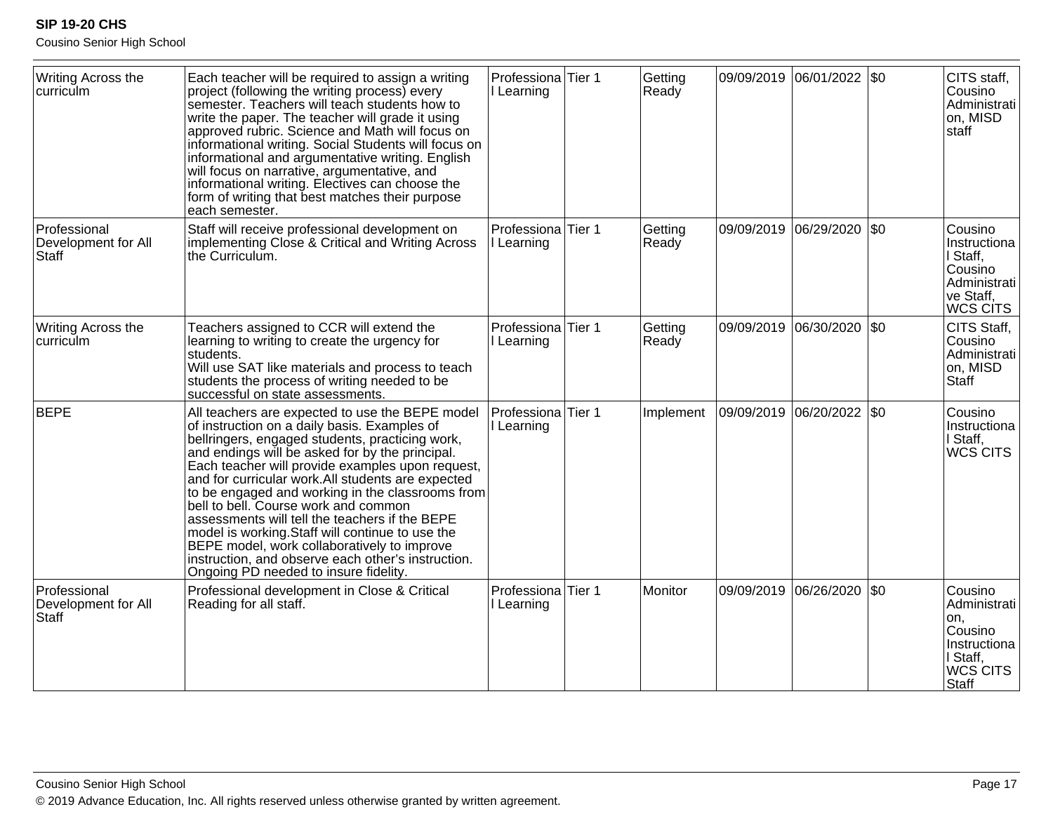| | | | | | | | | |
|---|---|---|---|---|---|---|---|---|
| Writing Across the curriculm | Each teacher will be required to assign a writing project (following the writing process) every semester. Teachers will teach students how to write the paper. The teacher will grade it using approved rubric. Science and Math will focus on informational writing. Social Students will focus on informational and argumentative writing. English will focus on narrative, argumentative, and informational writing. Electives can choose the form of writing that best matches their purpose each semester. | Professional Learning | Tier 1 | Getting Ready | 09/09/2019 | 06/01/2022 | $0 | CITS staff, Cousino Administration, MISD staff |
| Professional Development for All Staff | Staff will receive professional development on implementing Close & Critical and Writing Across the Curriculum. | Professional Learning | Tier 1 | Getting Ready | 09/09/2019 | 06/29/2020 | $0 | Cousino Instructional Staff, Cousino Administrative Staff, WCS CITS |
| Writing Across the curriculm | Teachers assigned to CCR will extend the learning to writing to create the urgency for students.<br>Will use SAT like materials and process to teach students the process of writing needed to be successful on state assessments. | Professional Learning | Tier 1 | Getting Ready | 09/09/2019 | 06/30/2020 | $0 | CITS Staff, Cousino Administration, MISD Staff |
| BEPE | All teachers are expected to use the BEPE model of instruction on a daily basis. Examples of bellringers, engaged students, practicing work, and endings will be asked for by the principal. Each teacher will provide examples upon request, and for curricular work.All students are expected to be engaged and working in the classrooms from bell to bell. Course work and common assessments will tell the teachers if the BEPE model is working.Staff will continue to use the BEPE model, work collaboratively to improve instruction, and observe each other's instruction. Ongoing PD needed to insure fidelity. | Professional Learning | Tier 1 | Implement | 09/09/2019 | 06/20/2022 | $0 | Cousino Instructional Staff, WCS CITS |
| Professional Development for All Staff | Professional development in Close & Critical Reading for all staff. | Professional Learning | Tier 1 | Monitor | 09/09/2019 | 06/26/2020 | $0 | Cousino Administration, Cousino Instructional Staff, WCS CITS Staff |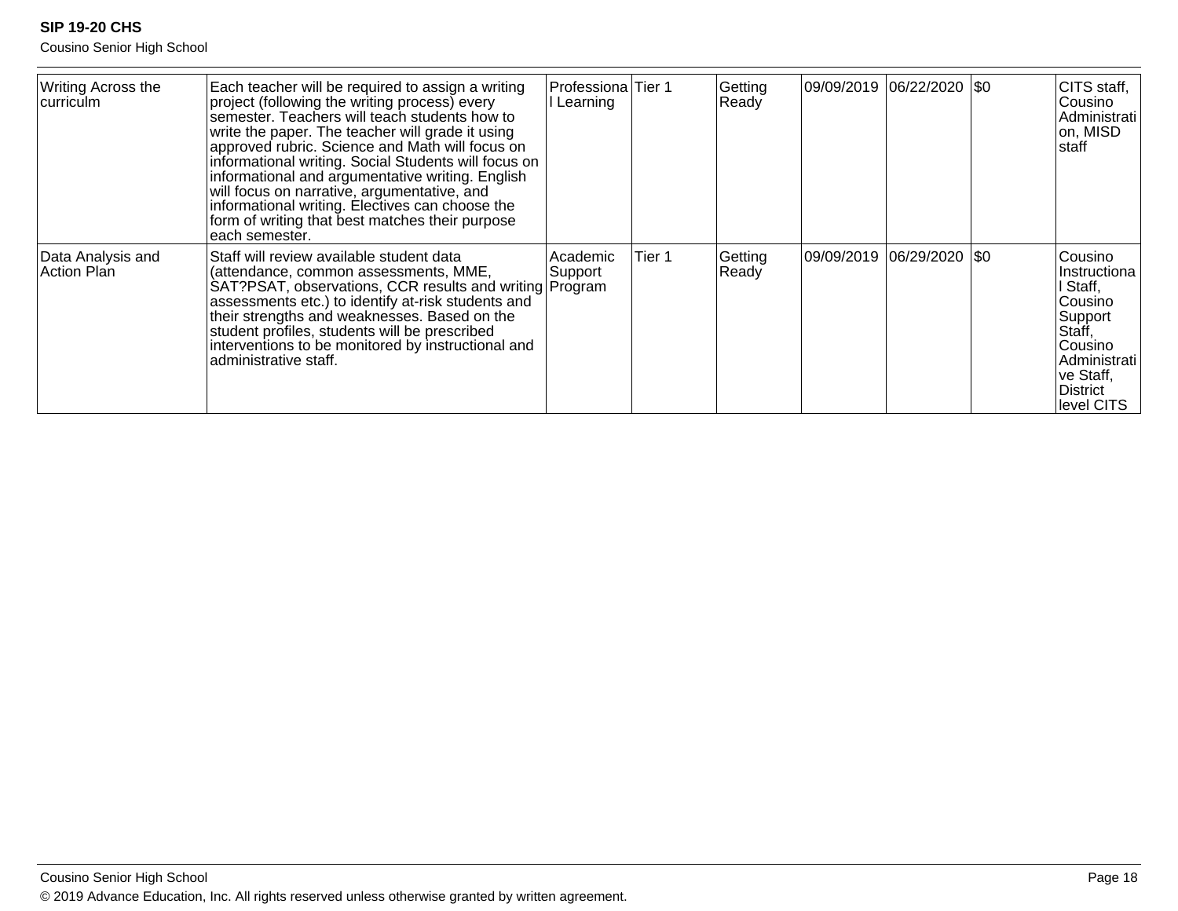| | | | | | | | | |
|---|---|---|---|---|---|---|---|---|
| Writing Across the curriculm | Each teacher will be required to assign a writing project (following the writing process) every semester. Teachers will teach students how to write the paper. The teacher will grade it using approved rubric. Science and Math will focus on informational writing. Social Students will focus on informational and argumentative writing. English will focus on narrative, argumentative, and informational writing. Electives can choose the form of writing that best matches their purpose each semester. | Professional Learning | Tier 1 | Getting Ready | 09/09/2019 | 06/22/2020 | $0 | CITS staff, Cousino Administration, MISD staff |
| Data Analysis and Action Plan | Staff will review available student data (attendance, common assessments, MME, SAT?PSAT, observations, CCR results and writing assessments etc.) to identify at-risk students and their strengths and weaknesses. Based on the student profiles, students will be prescribed interventions to be monitored by instructional and administrative staff. | Academic Support Program | Tier 1 | Getting Ready | 09/09/2019 | 06/29/2020 | $0 | Cousino Instructional Staff, Cousino Support Staff, Cousino Administrative Staff, District level CITS |